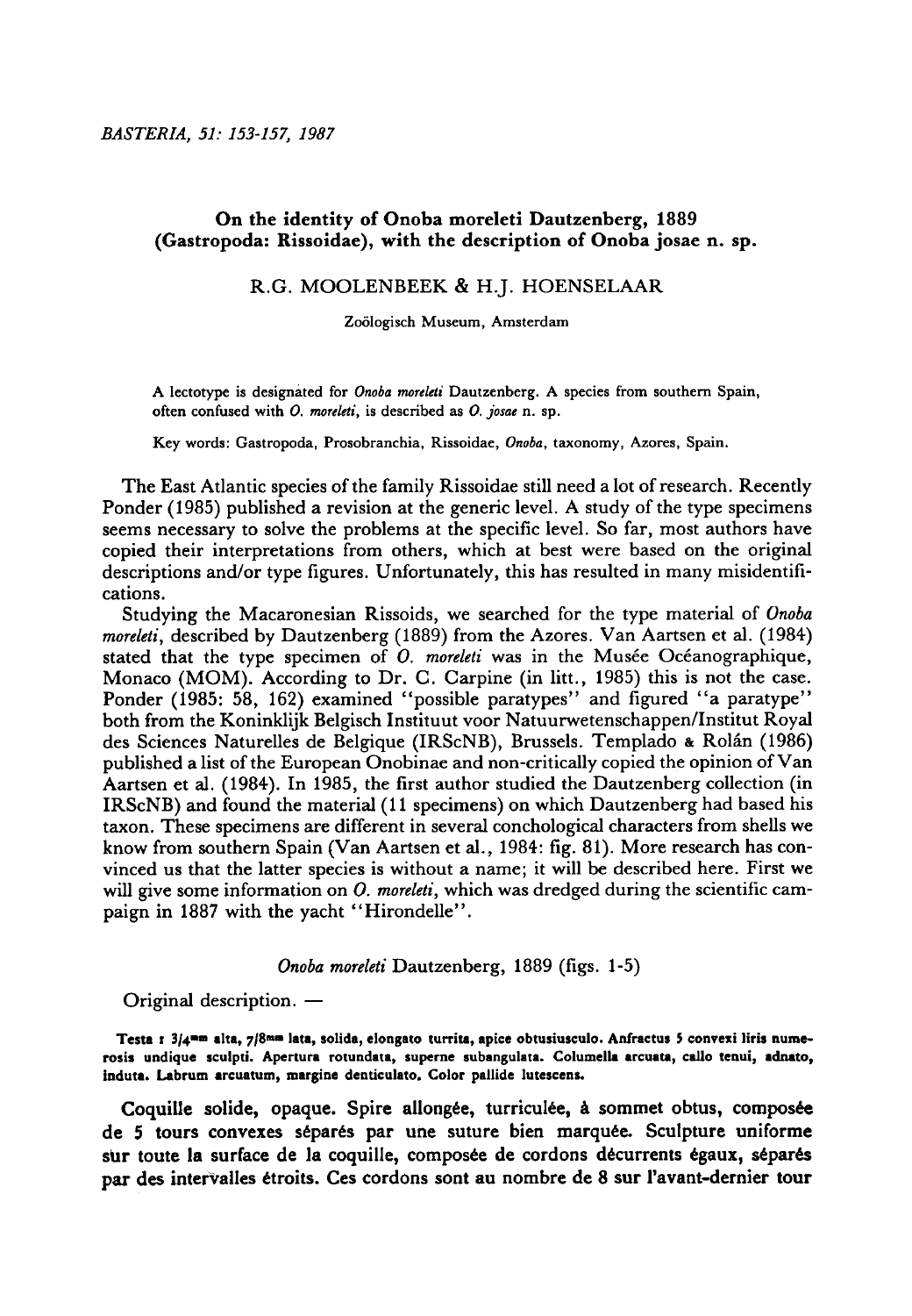# On the identity of Onoba moreleti Dautzenberg, 1889 (Gastropoda: Rissoidae), with the description of Onoba josae n. sp.

R.G. MOOLENBEEK & H.J. HOENSELAAR

Zoölogisch Museum, Amsterdam

A lectotype is designated for *Onoba moreleti* Dautzenberg. A species from southern Spain, often confused with *O. moreleti*, is described as *O. josae* n. sp.

Key words: Gastropoda, Prosobranchia, Rissoidae, *Onoba*, taxonomy, Azores, Spain.

The East Atlantic species of the family Rissoidae still need a lot of research. Recently Ponder (1985) published a revision at the generic level. A study of the type specimens seems necessary to solve the problems at the specific level. So far, most authors have copied their interpretations from others, which at best were based on the original descriptions and/or type figures. Unfortunately, this has resulted in many misidentifications.

Studying the Macaronesian Rissoids, we searched for the type material of *Onoba moreleti*, described by Dautzenberg (1889) from the Azores. Van Aartsen et al. (1984) stated that the type specimen of *O. moreleti* was in the Musée Océanographique, Monaco (MOM). According to Dr. C. Carpine (in litt., 1985) this is not the case. Ponder (1985: 58, 162) examined "possible paratypes" and figured "a paratype" both from the Koninklijk Belgisch Instituut voor Natuurwetenschappen/Institut Royal des Sciences Naturelles de Belgique (IRScNB), Brussels. Templado & Rolán (1986) published a list of the European Onobinae and non-critically copied the opinion of Van Aartsen et al. (1984). In 1985, the first author studied the Dautzenberg collection (in IRScNB) and found the material (11 specimens) on which Dautzenberg had based his taxon. These specimens are different in several conchological characters from shells we know from southern Spain (Van Aartsen et al., 1984: fig. 81). More research has convinced us that the latter species is without a name; it will be described here. First we will give some information on *O. moreleti*, which was dredged during the scientific campaign in 1887 with the yacht "Hirondelle".

*Onoba moreleti* Dautzenberg, 1889 (figs. 1-5)

Original description. —

**Testa 1 3/4mm alta, 7/8mm lata, solida, elongato turrita, apice obtusiusculo. Anfractus 5 convexi liris numerosis undique sculpti. Apertura rotundata, superne subangulata. Columella arcuata, callo tenui, adnato, induta. Labrum arcuatum, margine denticulato. Color pallide lutescens.**

Coquille solide, opaque. Spire allongée, turriculée, à sommet obtus, composée de 5 tours convexes séparés par une suture bien marquée. Sculpture uniforme sur toute la surface de la coquille, composée de cordons décurrents égaux, séparés par des intervalles étroits. Ces cordons sont au nombre de 8 sur l'avant-dernier tour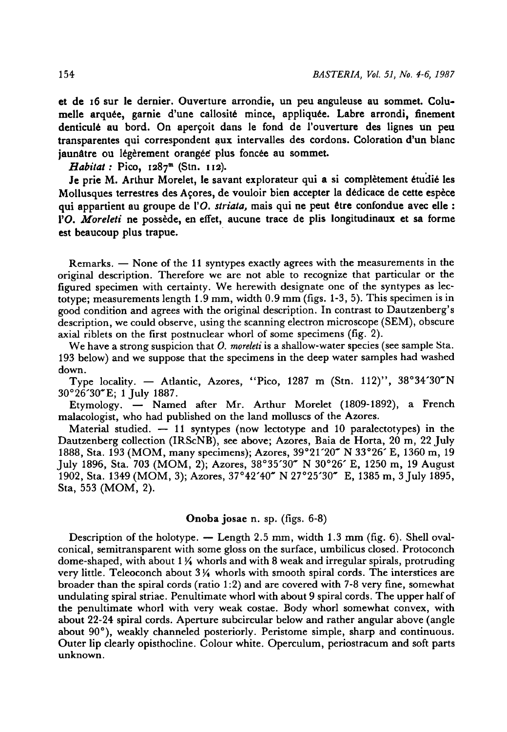et de 16 sur le dernier. Ouverture arrondie, un peu anguleuse au sommet. Columelle arquée, garnie d'une callosité mince, appliquée. Labre arrondi, finement denticulé au bord. On aperçoit dans le fond de l'ouverture des lignes un peu transparentes qui correspondent aux intervalles des cordons. Coloration d'un blanc jaunâtre ou légèrement orangée plus foncée au sommet.

*Habitat :* Pico, 1287m (Stn. 112).

Je prie M. Arthur Morelet, le savant explorateur qui a si complètement étudié les Mollusques terrestres des Açores, de vouloir bien accepter la dédicace de cette espèce qui appartient au groupe de l'*O. striata*, mais qui ne peut être confondue avec elle : l'*O. Moreleti* ne possède, en effet, aucune trace de plis longitudinaux et sa forme est beaucoup plus trapue.

Remarks. — None of the 11 syntypes exactly agrees with the measurements in the original description. Therefore we are not able to recognize that particular or the figured specimen with certainty. We herewith designate one of the syntypes as lectotype; measurements length 1.9 mm, width 0.9 mm (figs. 1-3, 5). This specimen is in good condition and agrees with the original description. In contrast to Dautzenberg's description, we could observe, using the scanning electron microscope (SEM), obscure axial riblets on the first postnuclear whorl of some specimens (fig. 2).

We have a strong suspicion that *O. moreleti* is a shallow-water species (see sample Sta. 193 below) and we suppose that the specimens in the deep water samples had washed down.

Type locality. — Atlantic, Azores, "Pico, 1287 m (Stn. 112)", 38°34'30"N 30°26'30"E; 1 July 1887.

Etymology. — Named after Mr. Arthur Morelet (1809-1892), a French malacologist, who had published on the land molluscs of the Azores.

Material studied. — 11 syntypes (now lectotype and 10 paralectotypes) in the Dautzenberg collection (IRScNB), see above; Azores, Baia de Horta, 20 m, 22 July 1888, Sta. 193 (MOM, many specimens); Azores, 39°21'20" N 33°26' E, 1360 m, 19 July 1896, Sta. 703 (MOM, 2); Azores, 38°35'30" N 30°26' E, 1250 m, 19 August 1902, Sta. 1349 (MOM, 3); Azores, 37°42'40" N 27°25'30" E, 1385 m, 3 July 1895, Sta, 553 (MOM, 2).

## Onoba josae n. sp. (figs. 6-8)

Description of the holotype. — Length 2.5 mm, width 1.3 mm (fig. 6). Shell oval-conical, semitransparent with some gloss on the surface, umbilicus closed. Protoconch dome-shaped, with about 1¼ whorls and with 8 weak and irregular spirals, protruding very little. Teleoconch about 3¼ whorls with smooth spiral cords. The interstices are broader than the spiral cords (ratio 1:2) and are covered with 7-8 very fine, somewhat undulating spiral striae. Penultimate whorl with about 9 spiral cords. The upper half of the penultimate whorl with very weak costae. Body whorl somewhat convex, with about 22-24 spiral cords. Aperture subcircular below and rather angular above (angle about 90°), weakly channeled posteriorly. Peristome simple, sharp and continuous. Outer lip clearly opisthocline. Colour white. Operculum, periostracum and soft parts unknown.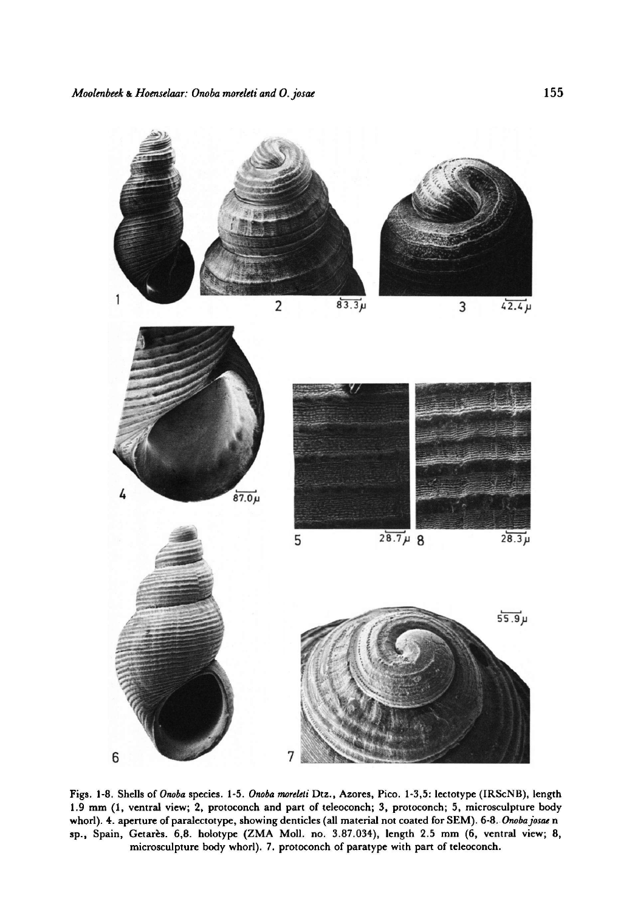Figs. 1-8. Shells of *Onoba* species. 1-5. *Onoba moreleti* Dtz., Azores, Pico. 1-3,5: lectotype (IRScNB), length 1.9 mm (1, ventral view; 2, protoconch and part of teleoconch; 3, protoconch; 5, microsculpture body whorl). 4. aperture of paralectotype, showing denticles (all material not coated for SEM). 6-8. *Onoba josae* n sp., Spain, Getarès. 6,8. holotype (ZMA Moll. no. 3.87.034), length 2.5 mm (6, ventral view; 8, microsculpture body whorl). 7. protoconch of paratype with part of teleoconch.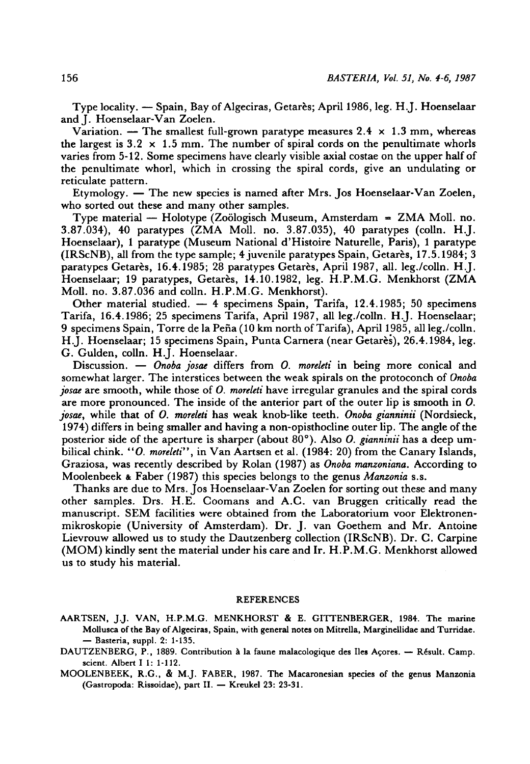Type locality. — Spain, Bay of Algeciras, Getarès; April 1986, leg. H.J. Hoenselaar and J. Hoenselaar-Van Zoelen.

Variation. — The smallest full-grown paratype measures 2.4 × 1.3 mm, whereas the largest is 3.2 × 1.5 mm. The number of spiral cords on the penultimate whorls varies from 5-12. Some specimens have clearly visible axial costae on the upper half of the penultimate whorl, which in crossing the spiral cords, give an undulating or reticulate pattern.

Etymology. — The new species is named after Mrs. Jos Hoenselaar-Van Zoelen, who sorted out these and many other samples.

Type material — Holotype (Zoölogisch Museum, Amsterdam = ZMA Moll. no. 3.87.034), 40 paratypes (ZMA Moll. no. 3.87.035), 40 paratypes (colln. H.J. Hoenselaar), 1 paratype (Museum National d'Histoire Naturelle, Paris), 1 paratype (IRScNB), all from the type sample; 4 juvenile paratypes Spain, Getarès, 17.5.1984; 3 paratypes Getarès, 16.4.1985; 28 paratypes Getarès, April 1987, all. leg./colln. H.J. Hoenselaar; 19 paratypes, Getarès, 14.10.1982, leg. H.P.M.G. Menkhorst (ZMA Moll. no. 3.87.036 and colln. H.P.M.G. Menkhorst).

Other material studied. — 4 specimens Spain, Tarifa, 12.4.1985; 50 specimens Tarifa, 16.4.1986; 25 specimens Tarifa, April 1987, all leg./colln. H.J. Hoenselaar; 9 specimens Spain, Torre de la Peña (10 km north of Tarifa), April 1985, all leg./colln. H.J. Hoenselaar; 15 specimens Spain, Punta Carnera (near Getarès), 26.4.1984, leg. G. Gulden, colln. H.J. Hoenselaar.

Discussion. — *Onoba josae* differs from *O. moreleti* in being more conical and somewhat larger. The interstices between the weak spirals on the protoconch of *Onoba josae* are smooth, while those of *O. moreleti* have irregular granules and the spiral cords are more pronounced. The inside of the anterior part of the outer lip is smooth in *O. josae*, while that of *O. moreleti* has weak knob-like teeth. *Onoba gianninii* (Nordsieck, 1974) differs in being smaller and having a non-opisthocline outer lip. The angle of the posterior side of the aperture is sharper (about 80°). Also *O. gianninii* has a deep umbilical chink. "*O. moreleti*", in Van Aartsen et al. (1984: 20) from the Canary Islands, Graziosa, was recently described by Rolan (1987) as *Onoba manzoniana*. According to Moolenbeek & Faber (1987) this species belongs to the genus *Manzonia* s.s.

Thanks are due to Mrs. Jos Hoenselaar-Van Zoelen for sorting out these and many other samples. Drs. H.E. Coomans and A.C. van Bruggen critically read the manuscript. SEM facilities were obtained from the Laboratorium voor Elektronenmikroskopie (University of Amsterdam). Dr. J. van Goethem and Mr. Antoine Lievrouw allowed us to study the Dautzenberg collection (IRScNB). Dr. C. Carpine (MOM) kindly sent the material under his care and Ir. H.P.M.G. Menkhorst allowed us to study his material.

## REFERENCES

AARTSEN, J.J. VAN, H.P.M.G. MENKHORST & E. GITTENBERGER, 1984. The marine Mollusca of the Bay of Algeciras, Spain, with general notes on Mitrella, Marginellidae and Turridae. — Basteria, suppl. 2: 1-135.

DAUTZENBERG, P., 1889. Contribution à la faune malacologique des Iles Açores. — Résult. Camp. scient. Albert I 1: 1-112.

MOOLENBEEK, R.G., & M.J. FABER, 1987. The Macaronesian species of the genus Manzonia (Gastropoda: Rissoidae), part II. — Kreukel 23: 23-31.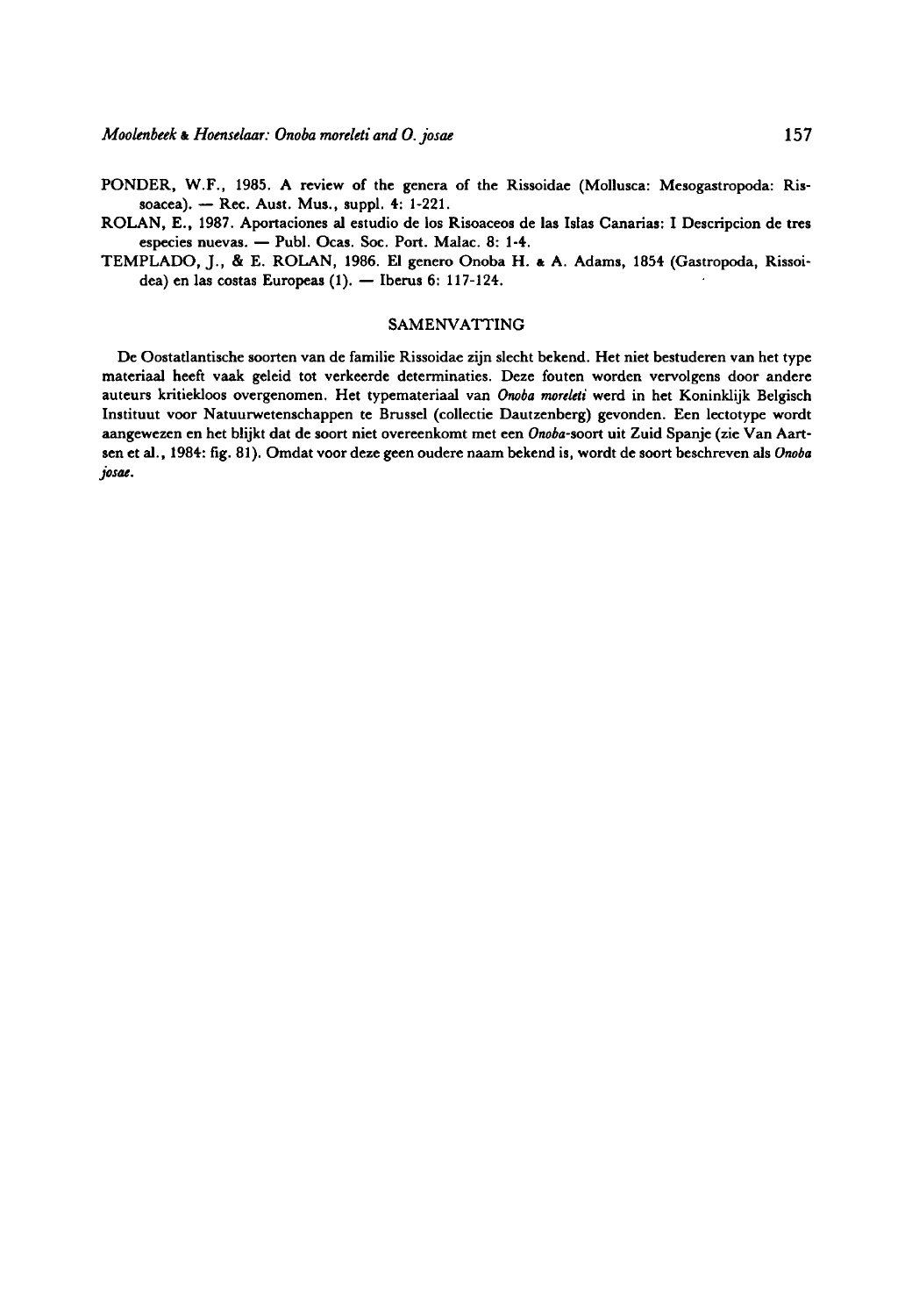PONDER, W.F., 1985. A review of the genera of the Rissoidae (Mollusca: Mesogastropoda: Rissoacea). — Rec. Aust. Mus., suppl. 4: 1-221.

ROLAN, E., 1987. Aportaciones al estudio de los Risoaceos de las Islas Canarias: I Descripcion de tres especies nuevas. — Publ. Ocas. Soc. Port. Malac. 8: 1-4.

TEMPLADO, J., & E. ROLAN, 1986. El genero Onoba H. & A. Adams, 1854 (Gastropoda, Rissoidea) en las costas Europeas (1). — Iberus 6: 117-124.

## SAMENVATTING

De Oostatlantische soorten van de familie Rissoidae zijn slecht bekend. Het niet bestuderen van het type materiaal heeft vaak geleid tot verkeerde determinaties. Deze fouten worden vervolgens door andere auteurs kritiekloos overgenomen. Het typemateriaal van *Onoba moreleti* werd in het Koninklijk Belgisch Instituut voor Natuurwetenschappen te Brussel (collectie Dautzenberg) gevonden. Een lectotype wordt aangewezen en het blijkt dat de soort niet overeenkomt met een *Onoba*-soort uit Zuid Spanje (zie Van Aartsen et al., 1984: fig. 81). Omdat voor deze geen oudere naam bekend is, wordt de soort beschreven als *Onoba josae*.